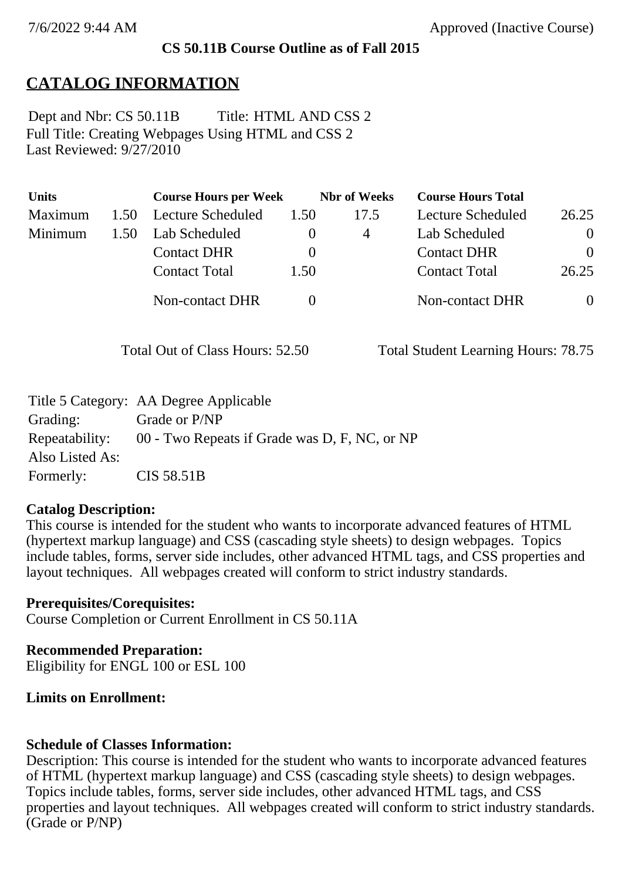**CS 50.11B Course Outline as of Fall 2015**

# CATALOG INFORMATION

Dept and Nbr: CS 50.11B Title: HTML AND CSS 2
Full Title: Creating Webpages Using HTML and CSS 2
Last Reviewed: 9/27/2010

| Units | | Course Hours per Week | | Nbr of Weeks | Course Hours Total | |
|---|---|---|---|---|---|---|
| Maximum | 1.50 | Lecture Scheduled | 1.50 | 17.5 | Lecture Scheduled | 26.25 |
| Minimum | 1.50 | Lab Scheduled | 0 | 4 | Lab Scheduled | 0 |
| | | Contact DHR | 0 | | Contact DHR | 0 |
| | | Contact Total | 1.50 | | Contact Total | 26.25 |
| | | Non-contact DHR | 0 | | Non-contact DHR | 0 |

Total Out of Class Hours: 52.50 Total Student Learning Hours: 78.75

| | |
|---|---|
| Title 5 Category: | AA Degree Applicable |
| Grading: | Grade or P/NP |
| Repeatability: | 00 - Two Repeats if Grade was D, F, NC, or NP |
| Also Listed As: | |
| Formerly: | CIS 58.51B |

**Catalog Description:**
This course is intended for the student who wants to incorporate advanced features of HTML (hypertext markup language) and CSS (cascading style sheets) to design webpages. Topics include tables, forms, server side includes, other advanced HTML tags, and CSS properties and layout techniques. All webpages created will conform to strict industry standards.

**Prerequisites/Corequisites:**
Course Completion or Current Enrollment in CS 50.11A

**Recommended Preparation:**
Eligibility for ENGL 100 or ESL 100

**Limits on Enrollment:**

**Schedule of Classes Information:**
Description: This course is intended for the student who wants to incorporate advanced features of HTML (hypertext markup language) and CSS (cascading style sheets) to design webpages. Topics include tables, forms, server side includes, other advanced HTML tags, and CSS properties and layout techniques. All webpages created will conform to strict industry standards. (Grade or P/NP)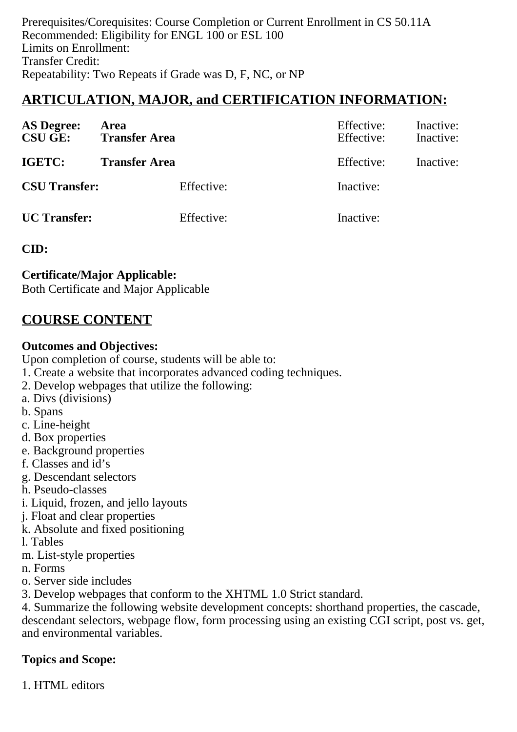Prerequisites/Corequisites: Course Completion or Current Enrollment in CS 50.11A
Recommended: Eligibility for ENGL 100 or ESL 100
Limits on Enrollment:
Transfer Credit:
Repeatability: Two Repeats if Grade was D, F, NC, or NP

## ARTICULATION, MAJOR, and CERTIFICATION INFORMATION:

| | | | | |
|---|---|---|---|---|
| **AS Degree:** | **Area** | | Effective: | Inactive: |
| **CSU GE:** | **Transfer Area** | | Effective: | Inactive: |
| **IGETC:** | **Transfer Area** | | Effective: | Inactive: |
| **CSU Transfer:** | | Effective: | Inactive: | |
| **UC Transfer:** | | Effective: | Inactive: | |

**CID:**

**Certificate/Major Applicable:**
Both Certificate and Major Applicable

## COURSE CONTENT

**Outcomes and Objectives:**
Upon completion of course, students will be able to:
1. Create a website that incorporates advanced coding techniques.
2. Develop webpages that utilize the following:
a. Divs (divisions)
b. Spans
c. Line-height
d. Box properties
e. Background properties
f. Classes and id's
g. Descendant selectors
h. Pseudo-classes
i. Liquid, frozen, and jello layouts
j. Float and clear properties
k. Absolute and fixed positioning
l. Tables
m. List-style properties
n. Forms
o. Server side includes
3. Develop webpages that conform to the XHTML 1.0 Strict standard.
4. Summarize the following website development concepts: shorthand properties, the cascade, descendant selectors, webpage flow, form processing using an existing CGI script, post vs. get, and environmental variables.

**Topics and Scope:**

1. HTML editors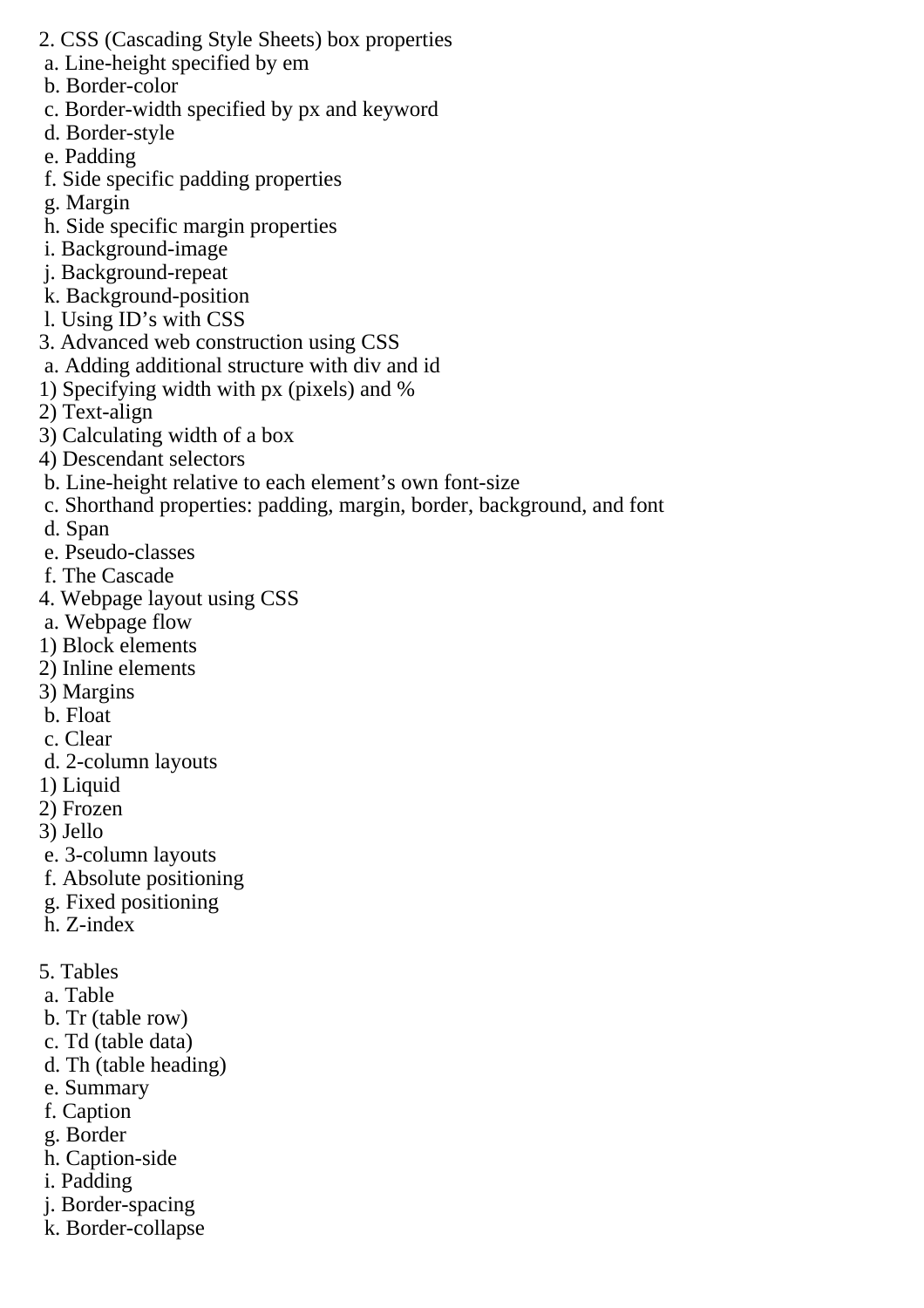2. CSS (Cascading Style Sheets) box properties
 a. Line-height specified by em
 b. Border-color
 c. Border-width specified by px and keyword
 d. Border-style
 e. Padding
 f. Side specific padding properties
 g. Margin
 h. Side specific margin properties
 i. Background-image
 j. Background-repeat
 k. Background-position
 l. Using ID’s with CSS

3. Advanced web construction using CSS
 a. Adding additional structure with div and id
1) Specifying width with px (pixels) and %
2) Text-align
3) Calculating width of a box
4) Descendant selectors
 b. Line-height relative to each element’s own font-size
 c. Shorthand properties: padding, margin, border, background, and font
 d. Span
 e. Pseudo-classes
 f. The Cascade

4. Webpage layout using CSS
 a. Webpage flow
1) Block elements
2) Inline elements
3) Margins
 b. Float
 c. Clear
 d. 2-column layouts
1) Liquid
2) Frozen
3) Jello
 e. 3-column layouts
 f. Absolute positioning
 g. Fixed positioning
 h. Z-index

5. Tables
 a. Table
 b. Tr (table row)
 c. Td (table data)
 d. Th (table heading)
 e. Summary
 f. Caption
 g. Border
 h. Caption-side
 i. Padding
 j. Border-spacing
 k. Border-collapse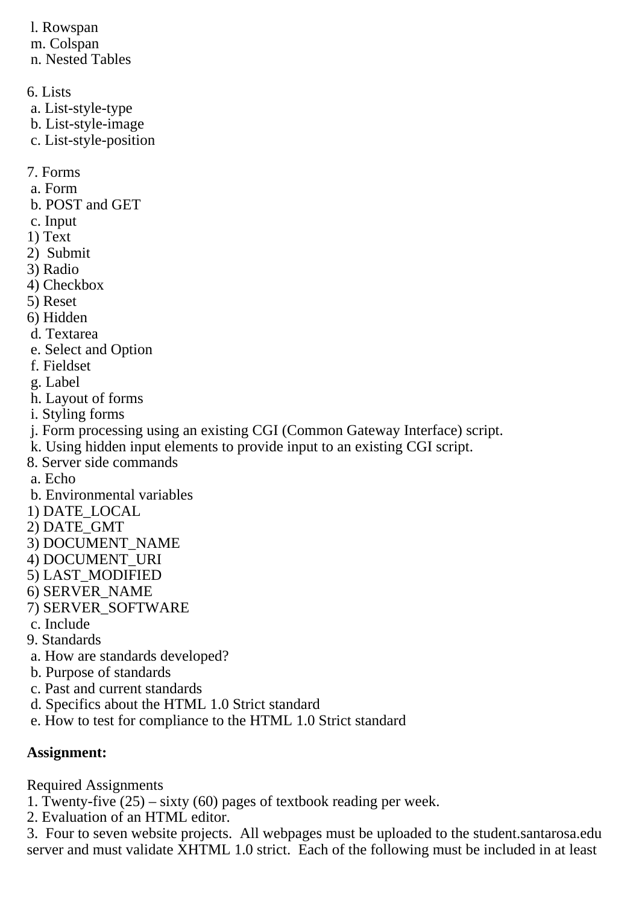l. Rowspan
m. Colspan
n. Nested Tables

6. Lists
a. List-style-type
b. List-style-image
c. List-style-position

7. Forms
a. Form
b. POST and GET
c. Input
1) Text
2) Submit
3) Radio
4) Checkbox
5) Reset
6) Hidden
d. Textarea
e. Select and Option
f. Fieldset
g. Label
h. Layout of forms
i. Styling forms
j. Form processing using an existing CGI (Common Gateway Interface) script.
k. Using hidden input elements to provide input to an existing CGI script.
8. Server side commands
a. Echo
b. Environmental variables
1) DATE_LOCAL
2) DATE_GMT
3) DOCUMENT_NAME
4) DOCUMENT_URI
5) LAST_MODIFIED
6) SERVER_NAME
7) SERVER_SOFTWARE
c. Include
9. Standards
a. How are standards developed?
b. Purpose of standards
c. Past and current standards
d. Specifics about the HTML 1.0 Strict standard
e. How to test for compliance to the HTML 1.0 Strict standard

**Assignment:**

Required Assignments
1. Twenty-five (25) – sixty (60) pages of textbook reading per week.
2. Evaluation of an HTML editor.
3. Four to seven website projects. All webpages must be uploaded to the student.santarosa.edu server and must validate XHTML 1.0 strict. Each of the following must be included in at least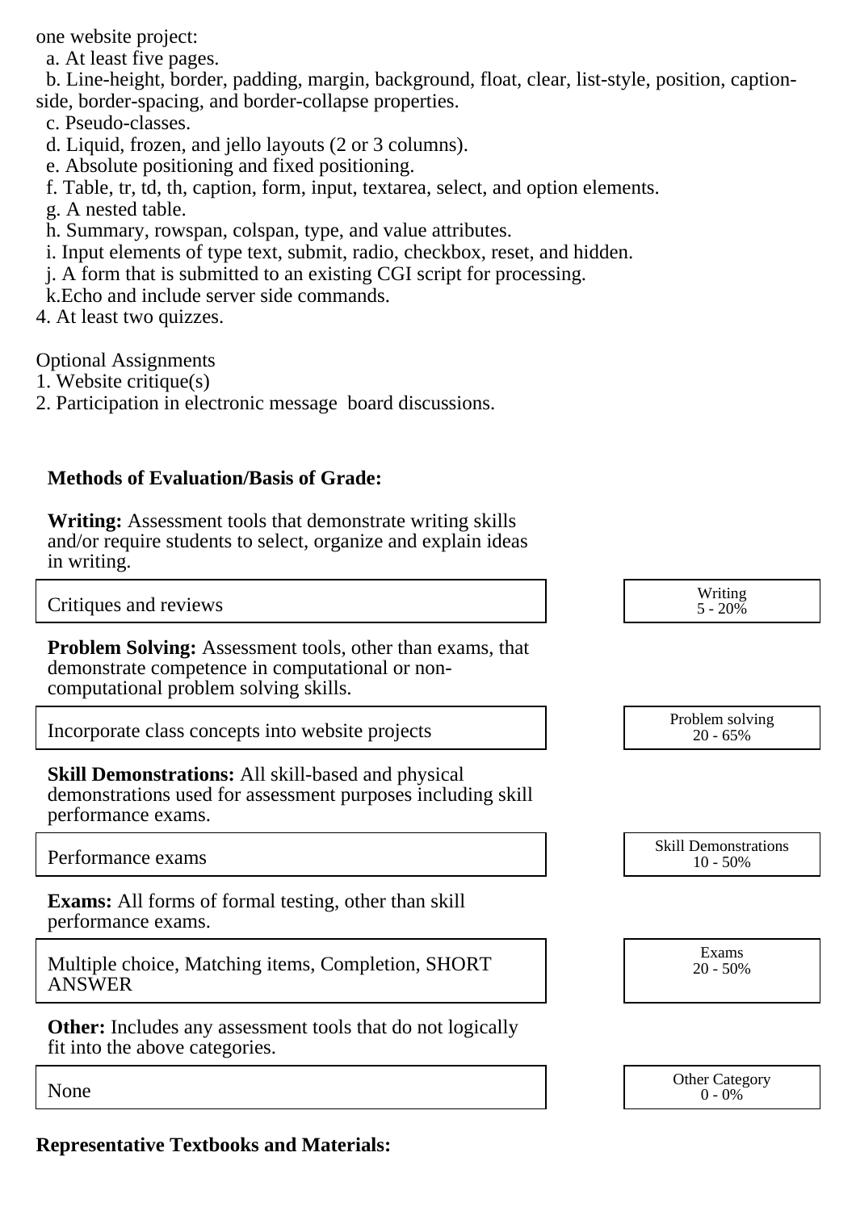one website project:

  a. At least five pages.
  b. Line-height, border, padding, margin, background, float, clear, list-style, position, caption-side, border-spacing, and border-collapse properties.
  c. Pseudo-classes.
  d. Liquid, frozen, and jello layouts (2 or 3 columns).
  e. Absolute positioning and fixed positioning.
  f. Table, tr, td, th, caption, form, input, textarea, select, and option elements.
  g. A nested table.
  h. Summary, rowspan, colspan, type, and value attributes.
  i. Input elements of type text, submit, radio, checkbox, reset, and hidden.
  j. A form that is submitted to an existing CGI script for processing.
  k.Echo and include server side commands.

4. At least two quizzes.

Optional Assignments
1. Website critique(s)
2. Participation in electronic message  board discussions.

**Methods of Evaluation/Basis of Grade:**

**Writing:** Assessment tools that demonstrate writing skills and/or require students to select, organize and explain ideas in writing.

| Critiques and reviews | Writing 5 - 20% |
|---|---|

**Problem Solving:** Assessment tools, other than exams, that demonstrate competence in computational or non-computational problem solving skills.

| Incorporate class concepts into website projects | Problem solving 20 - 65% |
|---|---|

**Skill Demonstrations:** All skill-based and physical demonstrations used for assessment purposes including skill performance exams.

| Performance exams | Skill Demonstrations 10 - 50% |
|---|---|

**Exams:** All forms of formal testing, other than skill performance exams.

| Multiple choice, Matching items, Completion, SHORT ANSWER | Exams 20 - 50% |
|---|---|

**Other:** Includes any assessment tools that do not logically fit into the above categories.

| None | Other Category 0 - 0% |
|---|---|

**Representative Textbooks and Materials:**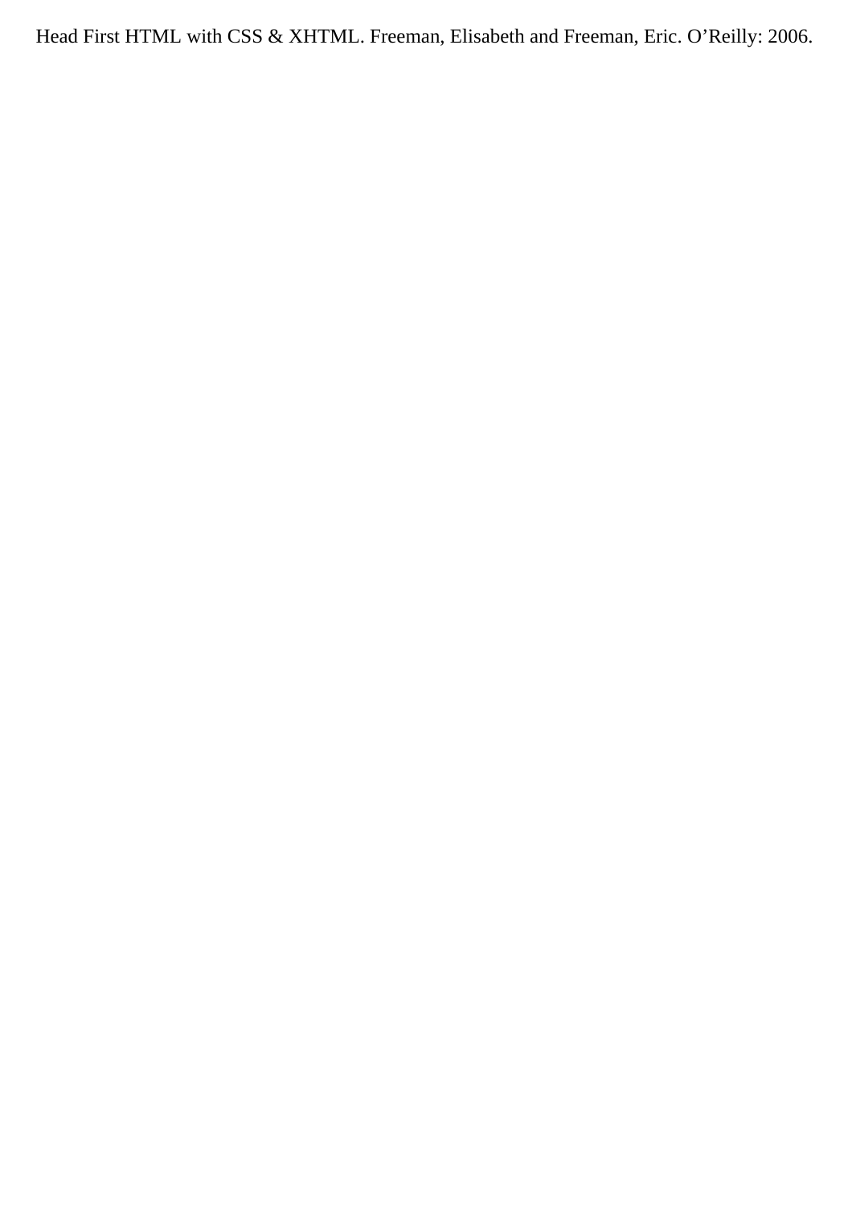Head First HTML with CSS & XHTML. Freeman, Elisabeth and Freeman, Eric. O'Reilly: 2006.